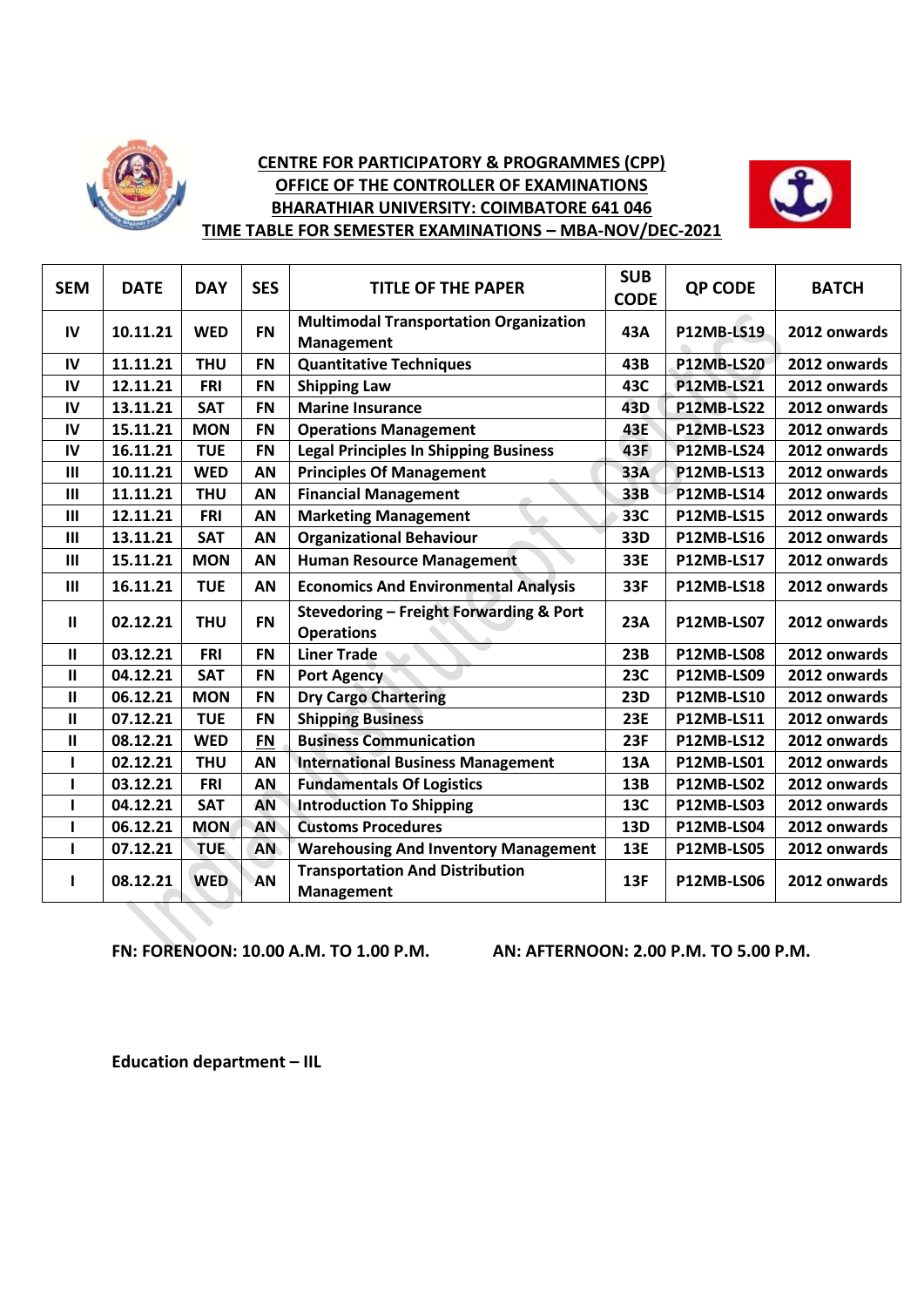# CENTRE FOR PARTICIPATORY & PROGRAMMES (CPP)
## OFFICE OF THE CONTROLLER OF EXAMINATIONS
## BHARATHIAR UNIVERSITY: COIMBATORE 641 046
## TIME TABLE FOR SEMESTER EXAMINATIONS – MBA-NOV/DEC-2021

| SEM | DATE | DAY | SES | TITLE OF THE PAPER | SUB CODE | QP CODE | BATCH |
|---|---|---|---|---|---|---|---|
| IV | 10.11.21 | WED | FN | Multimodal Transportation Organization Management | 43A | P12MB-LS19 | 2012 onwards |
| IV | 11.11.21 | THU | FN | Quantitative Techniques | 43B | P12MB-LS20 | 2012 onwards |
| IV | 12.11.21 | FRI | FN | Shipping Law | 43C | P12MB-LS21 | 2012 onwards |
| IV | 13.11.21 | SAT | FN | Marine Insurance | 43D | P12MB-LS22 | 2012 onwards |
| IV | 15.11.21 | MON | FN | Operations Management | 43E | P12MB-LS23 | 2012 onwards |
| IV | 16.11.21 | TUE | FN | Legal Principles In Shipping Business | 43F | P12MB-LS24 | 2012 onwards |
| III | 10.11.21 | WED | AN | Principles Of Management | 33A | P12MB-LS13 | 2012 onwards |
| III | 11.11.21 | THU | AN | Financial Management | 33B | P12MB-LS14 | 2012 onwards |
| III | 12.11.21 | FRI | AN | Marketing Management | 33C | P12MB-LS15 | 2012 onwards |
| III | 13.11.21 | SAT | AN | Organizational Behaviour | 33D | P12MB-LS16 | 2012 onwards |
| III | 15.11.21 | MON | AN | Human Resource Management | 33E | P12MB-LS17 | 2012 onwards |
| III | 16.11.21 | TUE | AN | Economics And Environmental Analysis | 33F | P12MB-LS18 | 2012 onwards |
| II | 02.12.21 | THU | FN | Stevedoring – Freight Forwarding & Port Operations | 23A | P12MB-LS07 | 2012 onwards |
| II | 03.12.21 | FRI | FN | Liner Trade | 23B | P12MB-LS08 | 2012 onwards |
| II | 04.12.21 | SAT | FN | Port Agency | 23C | P12MB-LS09 | 2012 onwards |
| II | 06.12.21 | MON | FN | Dry Cargo Chartering | 23D | P12MB-LS10 | 2012 onwards |
| II | 07.12.21 | TUE | FN | Shipping Business | 23E | P12MB-LS11 | 2012 onwards |
| II | 08.12.21 | WED | FN | Business Communication | 23F | P12MB-LS12 | 2012 onwards |
| I | 02.12.21 | THU | AN | International Business Management | 13A | P12MB-LS01 | 2012 onwards |
| I | 03.12.21 | FRI | AN | Fundamentals Of Logistics | 13B | P12MB-LS02 | 2012 onwards |
| I | 04.12.21 | SAT | AN | Introduction To Shipping | 13C | P12MB-LS03 | 2012 onwards |
| I | 06.12.21 | MON | AN | Customs Procedures | 13D | P12MB-LS04 | 2012 onwards |
| I | 07.12.21 | TUE | AN | Warehousing And Inventory Management | 13E | P12MB-LS05 | 2012 onwards |
| I | 08.12.21 | WED | AN | Transportation And Distribution Management | 13F | P12MB-LS06 | 2012 onwards |

**FN: FORENOON: 10.00 A.M. TO 1.00 P.M.** **AN: AFTERNOON: 2.00 P.M. TO 5.00 P.M.**

**Education department – IIL**